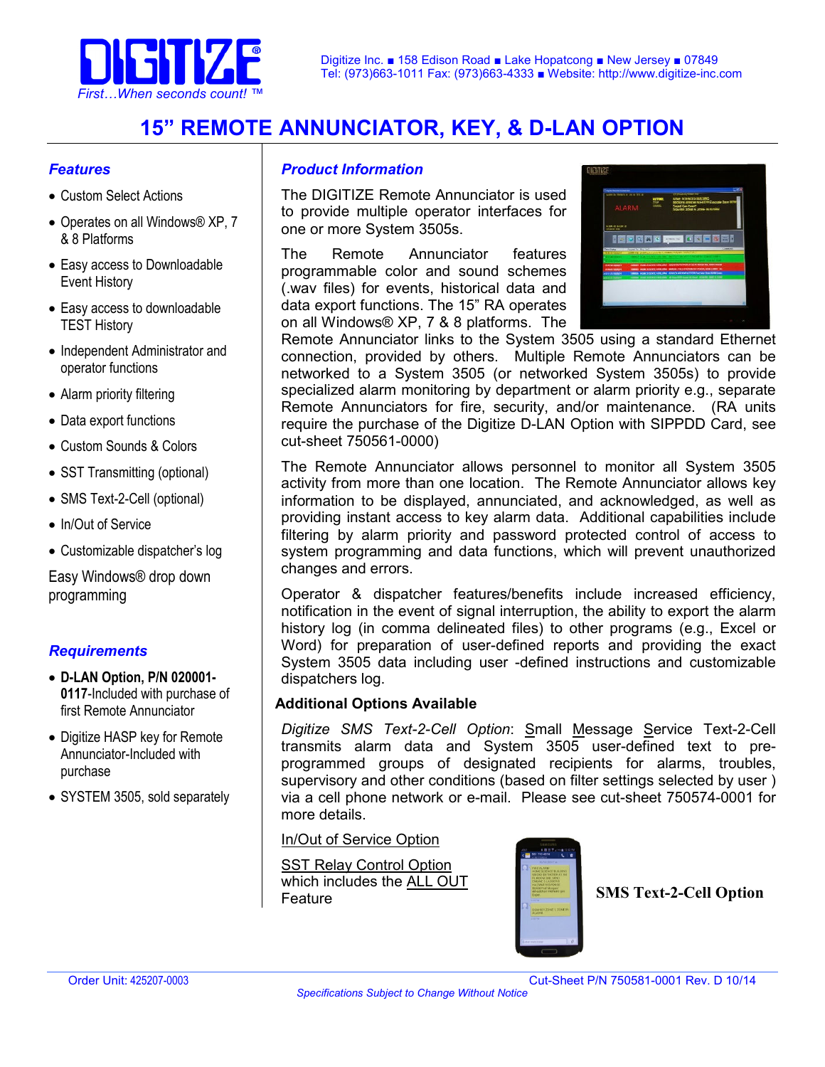DIGITIZE®
*First…When seconds count!* ™

Digitize Inc. ■ 158 Edison Road ■ Lake Hopatcong ■ New Jersey ■ 07849
Tel: (973)663-1011 Fax: (973)663-4333 ■ Website: http://www.digitize-inc.com

# 15" REMOTE ANNUNCIATOR, KEY, & D-LAN OPTION

## *Features*

- Custom Select Actions
- Operates on all Windows® XP, 7 & 8 Platforms
- Easy access to Downloadable Event History
- Easy access to downloadable TEST History
- Independent Administrator and operator functions
- Alarm priority filtering
- Data export functions
- Custom Sounds & Colors
- SST Transmitting (optional)
- SMS Text-2-Cell (optional)
- In/Out of Service
- Customizable dispatcher's log

Easy Windows® drop down programming

## *Requirements*

- **D-LAN Option, P/N 020001-0117**-Included with purchase of first Remote Annunciator
- Digitize HASP key for Remote Annunciator-Included with purchase
- SYSTEM 3505, sold separately

## *Product Information*

The DIGITIZE Remote Annunciator is used to provide multiple operator interfaces for one or more System 3505s.

The Remote Annunciator features programmable color and sound schemes (.wav files) for events, historical data and data export functions. The 15" RA operates on all Windows® XP, 7 & 8 platforms. The Remote Annunciator links to the System 3505 using a standard Ethernet connection, provided by others. Multiple Remote Annunciators can be networked to a System 3505 (or networked System 3505s) to provide specialized alarm monitoring by department or alarm priority e.g., separate Remote Annunciators for fire, security, and/or maintenance. (RA units require the purchase of the Digitize D-LAN Option with SIPPDD Card, see cut-sheet 750561-0000)

The Remote Annunciator allows personnel to monitor all System 3505 activity from more than one location. The Remote Annunciator allows key information to be displayed, annunciated, and acknowledged, as well as providing instant access to key alarm data. Additional capabilities include filtering by alarm priority and password protected control of access to system programming and data functions, which will prevent unauthorized changes and errors.

Operator & dispatcher features/benefits include increased efficiency, notification in the event of signal interruption, the ability to export the alarm history log (in comma delineated files) to other programs (e.g., Excel or Word) for preparation of user-defined reports and providing the exact System 3505 data including user -defined instructions and customizable dispatchers log.

### Additional Options Available

*Digitize SMS Text-2-Cell Option*: Small Message Service Text-2-Cell transmits alarm data and System 3505 user-defined text to pre-programmed groups of designated recipients for alarms, troubles, supervisory and other conditions (based on filter settings selected by user ) via a cell phone network or e-mail. Please see cut-sheet 750574-0001 for more details.

In/Out of Service Option

SST Relay Control Option which includes the ALL OUT Feature

**SMS Text-2-Cell Option**

Order Unit: 425207-0003

Cut-Sheet P/N 750581-0001 Rev. D 10/14

*Specifications Subject to Change Without Notice*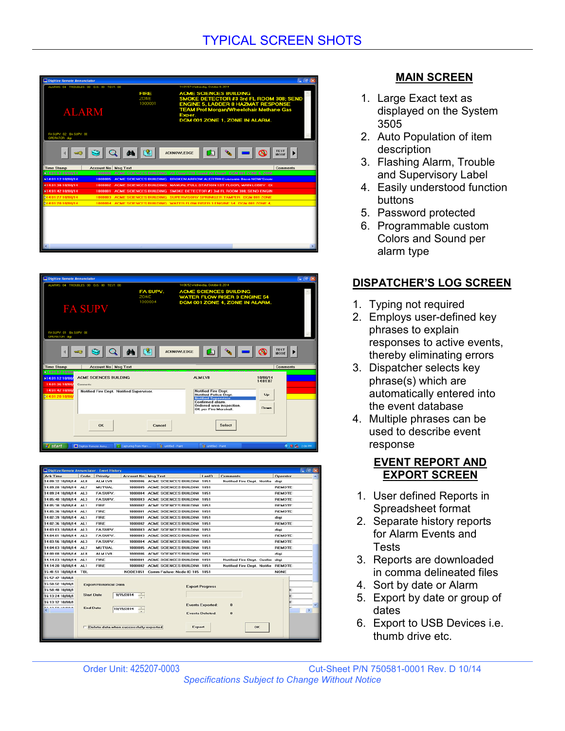# TYPICAL SCREEN SHOTS

## MAIN SCREEN

1. Large Exact text as displayed on the System 3505
2. Auto Population of item description
3. Flashing Alarm, Trouble and Supervisory Label
4. Easily understood function buttons
5. Password protected
6. Programmable custom Colors and Sound per alarm type

## DISPATCHER'S LOG SCREEN

1. Typing not required
2. Employs user-defined key phrases to explain responses to active events, thereby eliminating errors
3. Dispatcher selects key phrase(s) which are automatically entered into the event database
4. Multiple phrases can be used to describe event response

## EVENT REPORT AND EXPORT SCREEN

1. User defined Reports in Spreadsheet format
2. Separate history reports for Alarm Events and Tests
3. Reports are downloaded in comma delineated files
4. Sort by date or Alarm
5. Export by date or group of dates
6. Export to USB Devices i.e. thumb drive etc.

Order Unit: 425207-0003    Cut-Sheet P/N 750581-0001 Rev. D 10/14

*Specifications Subject to Change Without Notice*